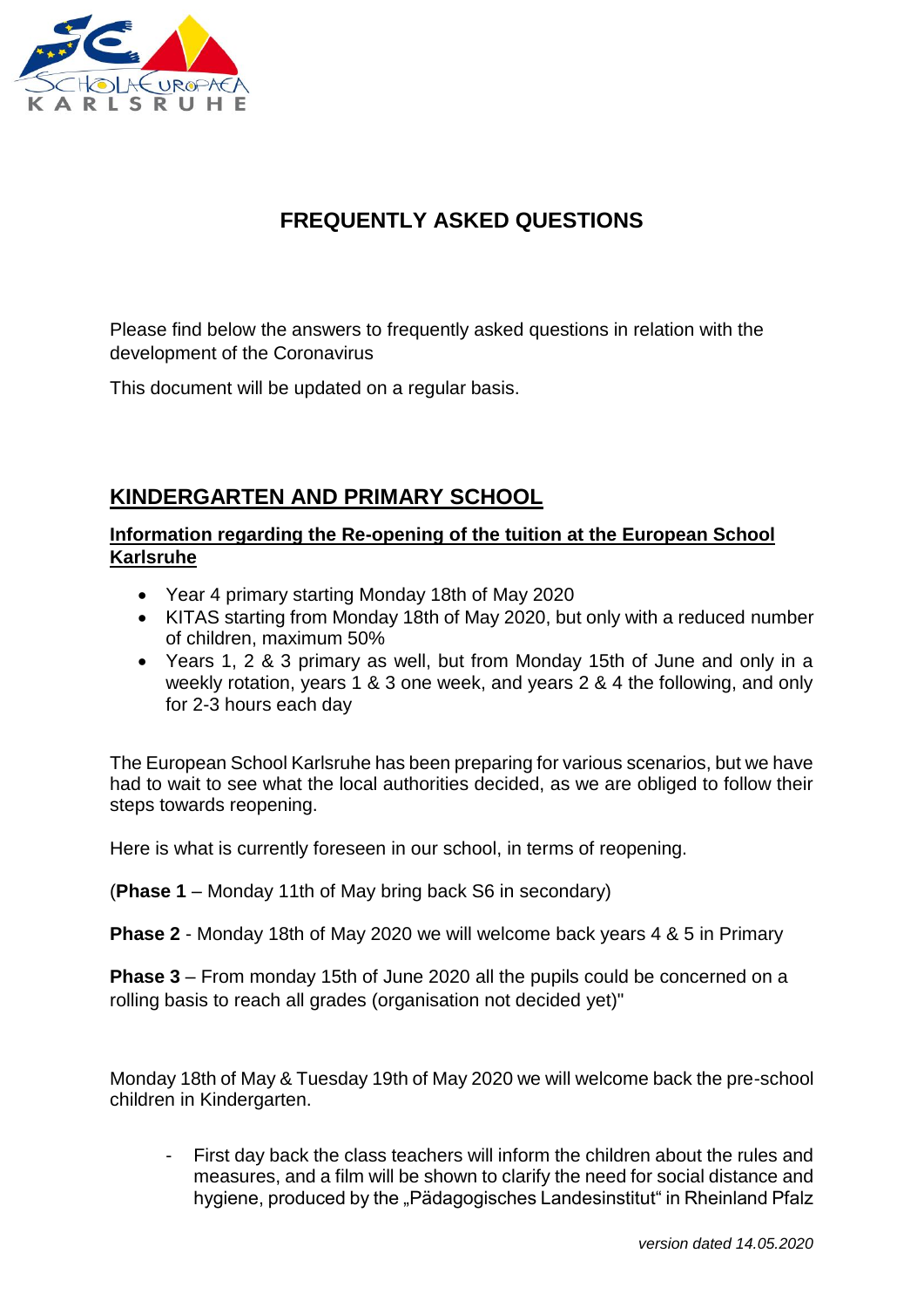# FREQUENTLY ASKED QUESTIONS

Please find below the answers to frequently asked questions in relation with the development of the Coronavirus

This document will be updated on a regular basis.

## KINDERGARTEN AND PRIMARY SCHOOL

### Information regarding the Re-opening of the tuition at the European School Karlsruhe

- Year 4 primary starting Monday 18th of May 2020
- KITAS starting from Monday 18th of May 2020, but only with a reduced number of children, maximum 50%
- Years 1, 2 & 3 primary as well, but from Monday 15th of June and only in a weekly rotation, years 1 & 3 one week, and years 2 & 4 the following, and only for 2-3 hours each day

The European School Karlsruhe has been preparing for various scenarios, but we have had to wait to see what the local authorities decided, as we are obliged to follow their steps towards reopening.

Here is what is currently foreseen in our school, in terms of reopening.

(**Phase 1** – Monday 11th of May bring back S6 in secondary)

**Phase 2** - Monday 18th of May 2020 we will welcome back years 4 & 5 in Primary

**Phase 3** – From monday 15th of June 2020 all the pupils could be concerned on a rolling basis to reach all grades (organisation not decided yet)"

Monday 18th of May & Tuesday 19th of May 2020 we will welcome back the pre-school children in Kindergarten.

- First day back the class teachers will inform the children about the rules and measures, and a film will be shown to clarify the need for social distance and hygiene, produced by the „Pädagogisches Landesinstitut" in Rheinland Pfalz

*version dated 14.05.2020*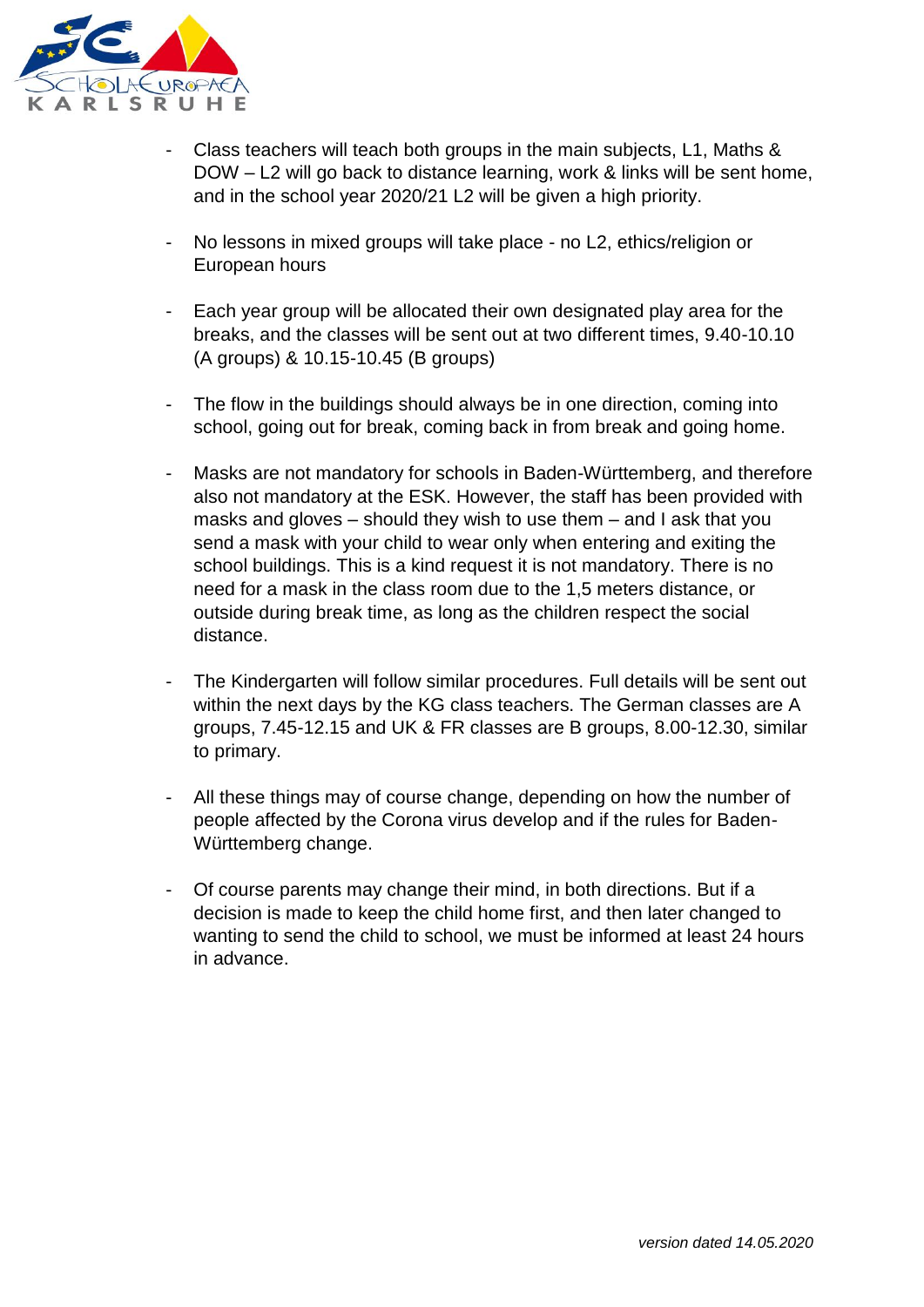- Class teachers will teach both groups in the main subjects, L1, Maths & DOW – L2 will go back to distance learning, work & links will be sent home, and in the school year 2020/21 L2 will be given a high priority.

- No lessons in mixed groups will take place - no L2, ethics/religion or European hours

- Each year group will be allocated their own designated play area for the breaks, and the classes will be sent out at two different times, 9.40-10.10 (A groups) & 10.15-10.45 (B groups)

- The flow in the buildings should always be in one direction, coming into school, going out for break, coming back in from break and going home.

- Masks are not mandatory for schools in Baden-Württemberg, and therefore also not mandatory at the ESK. However, the staff has been provided with masks and gloves – should they wish to use them – and I ask that you send a mask with your child to wear only when entering and exiting the school buildings. This is a kind request it is not mandatory. There is no need for a mask in the class room due to the 1,5 meters distance, or outside during break time, as long as the children respect the social distance.

- The Kindergarten will follow similar procedures. Full details will be sent out within the next days by the KG class teachers. The German classes are A groups, 7.45-12.15 and UK & FR classes are B groups, 8.00-12.30, similar to primary.

- All these things may of course change, depending on how the number of people affected by the Corona virus develop and if the rules for Baden-Württemberg change.

- Of course parents may change their mind, in both directions. But if a decision is made to keep the child home first, and then later changed to wanting to send the child to school, we must be informed at least 24 hours in advance.

*version dated 14.05.2020*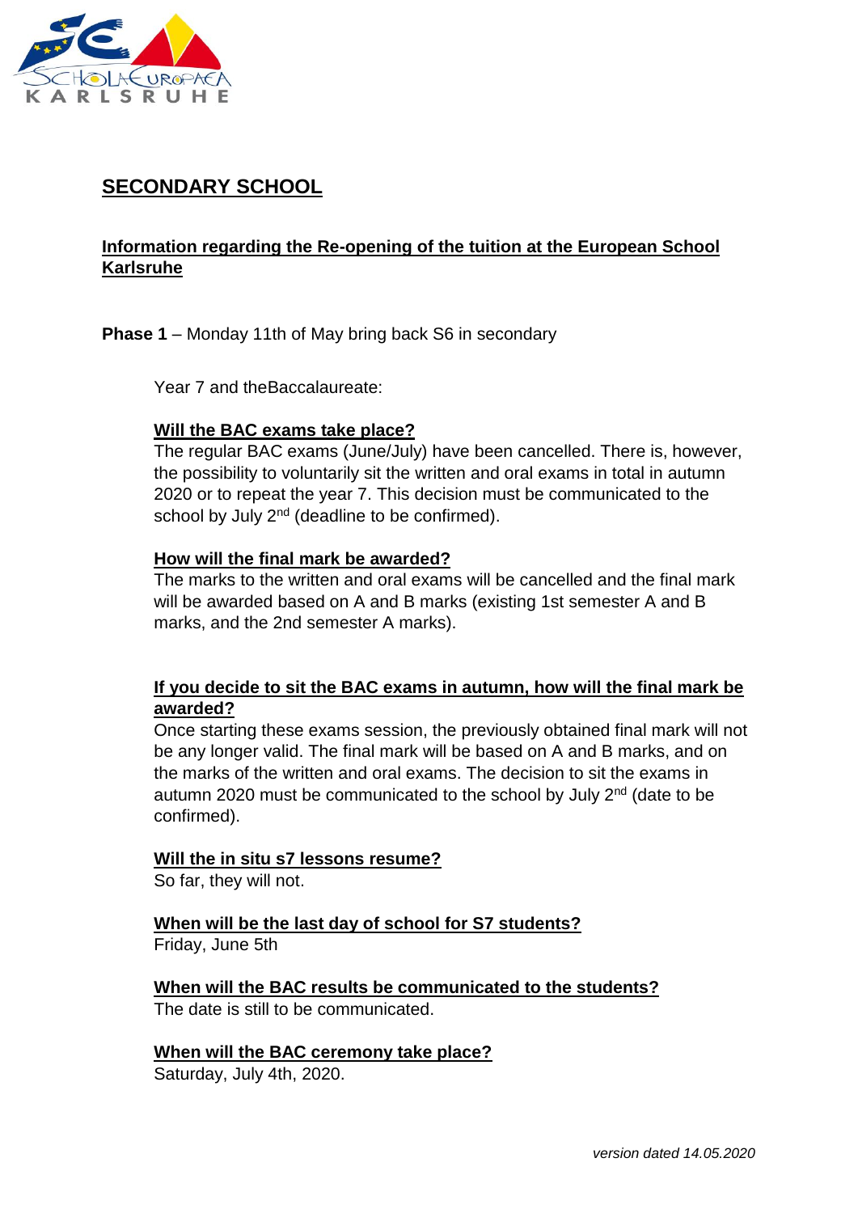## SECONDARY SCHOOL

### Information regarding the Re-opening of the tuition at the European School Karlsruhe

**Phase 1** – Monday 11th of May bring back S6 in secondary

Year 7 and theBaccalaureate:

**Will the BAC exams take place?**

The regular BAC exams (June/July) have been cancelled. There is, however, the possibility to voluntarily sit the written and oral exams in total in autumn 2020 or to repeat the year 7. This decision must be communicated to the school by July 2nd (deadline to be confirmed).

**How will the final mark be awarded?**

The marks to the written and oral exams will be cancelled and the final mark will be awarded based on A and B marks (existing 1st semester A and B marks, and the 2nd semester A marks).

**If you decide to sit the BAC exams in autumn, how will the final mark be awarded?**

Once starting these exams session, the previously obtained final mark will not be any longer valid. The final mark will be based on A and B marks, and on the marks of the written and oral exams. The decision to sit the exams in autumn 2020 must be communicated to the school by July 2nd (date to be confirmed).

**Will the in situ s7 lessons resume?**

So far, they will not.

**When will be the last day of school for S7 students?**

Friday, June 5th

**When will the BAC results be communicated to the students?**

The date is still to be communicated.

**When will the BAC ceremony take place?**

Saturday, July 4th, 2020.

*version dated 14.05.2020*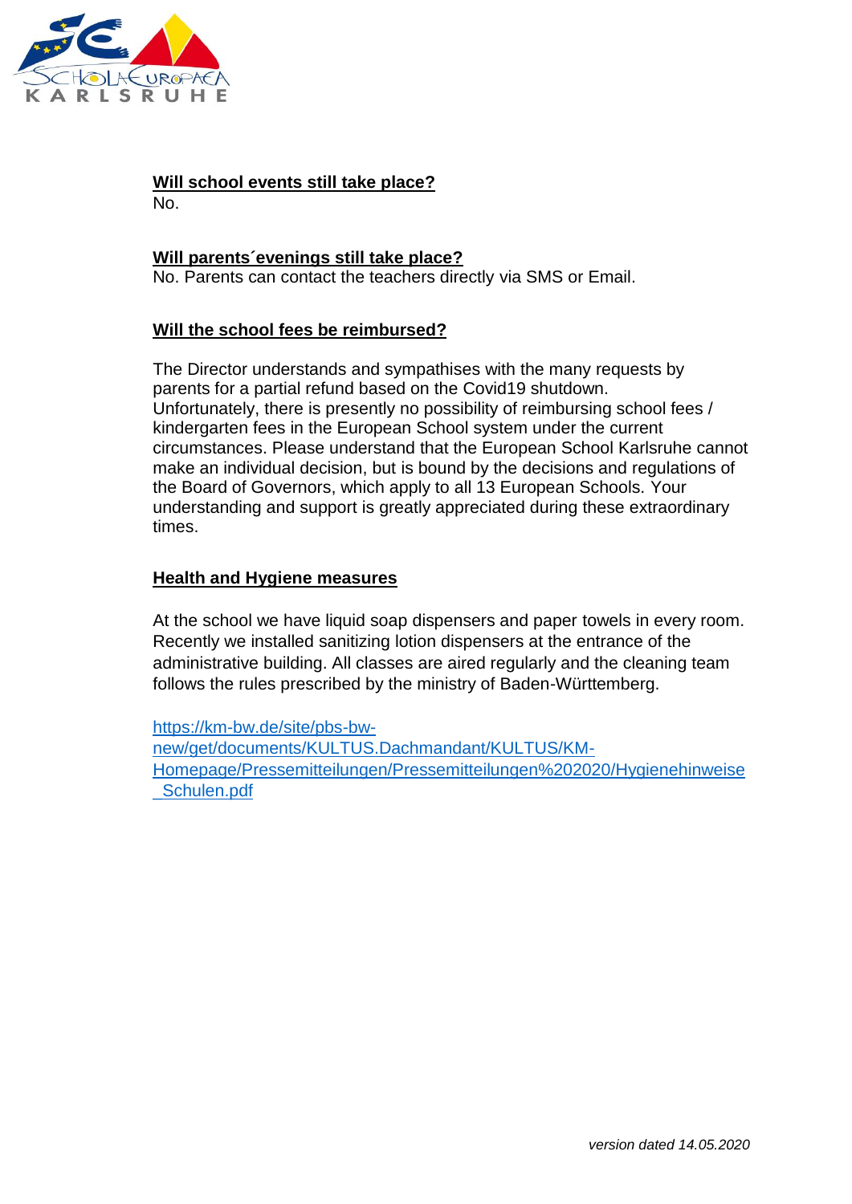**Will school events still take place?**
No.

**Will parents´evenings still take place?**
No. Parents can contact the teachers directly via SMS or Email.

**Will the school fees be reimbursed?**

The Director understands and sympathises with the many requests by parents for a partial refund based on the Covid19 shutdown. Unfortunately, there is presently no possibility of reimbursing school fees / kindergarten fees in the European School system under the current circumstances. Please understand that the European School Karlsruhe cannot make an individual decision, but is bound by the decisions and regulations of the Board of Governors, which apply to all 13 European Schools. Your understanding and support is greatly appreciated during these extraordinary times.

**Health and Hygiene measures**

At the school we have liquid soap dispensers and paper towels in every room. Recently we installed sanitizing lotion dispensers at the entrance of the administrative building. All classes are aired regularly and the cleaning team follows the rules prescribed by the ministry of Baden-Württemberg.

https://km-bw.de/site/pbs-bw-new/get/documents/KULTUS.Dachmandant/KULTUS/KM-Homepage/Pressemitteilungen/Pressemitteilungen%202020/Hygienehinweise_Schulen.pdf

*version dated 14.05.2020*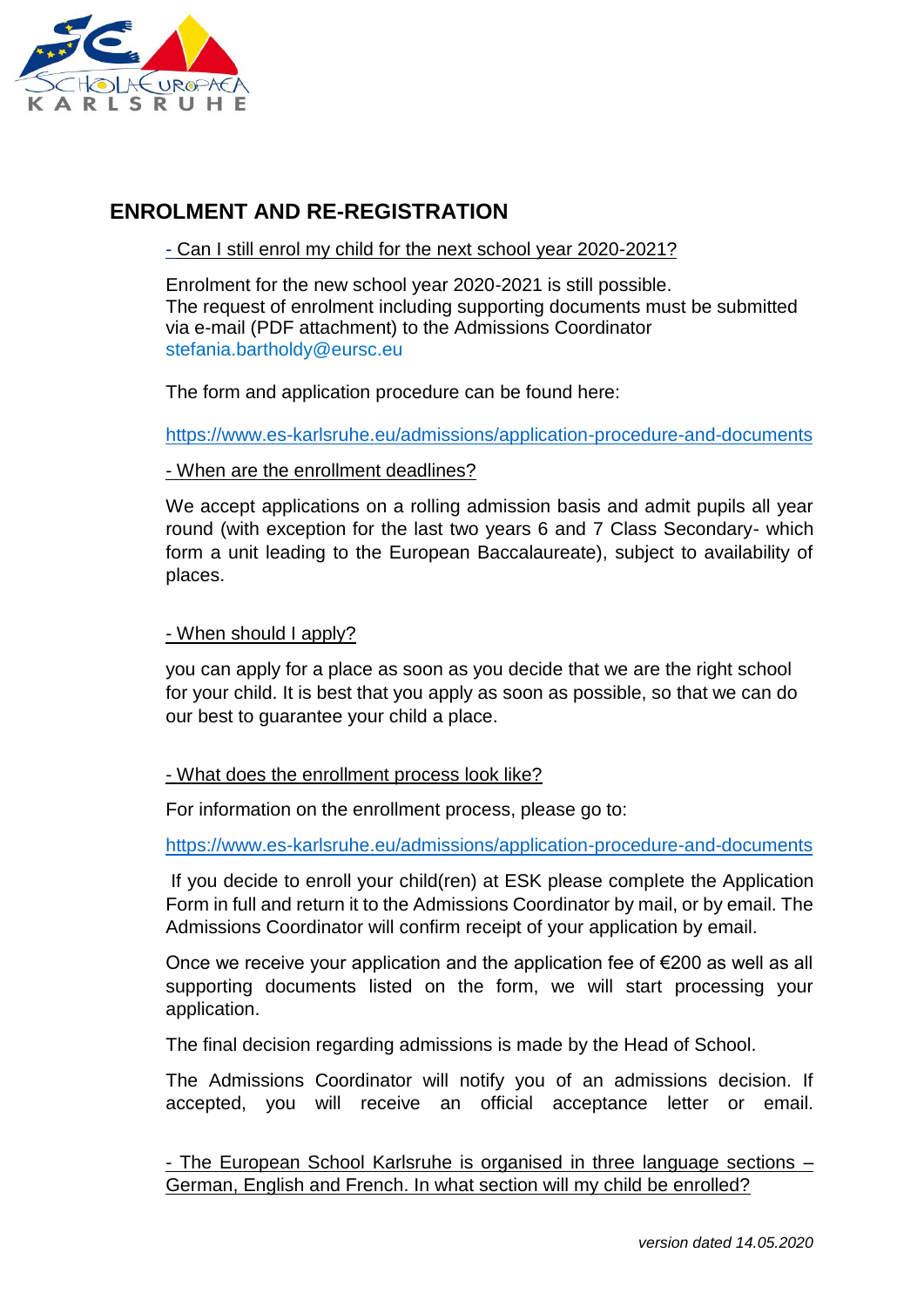## ENROLMENT AND RE-REGISTRATION

- Can I still enrol my child for the next school year 2020-2021?

Enrolment for the new school year 2020-2021 is still possible.
The request of enrolment including supporting documents must be submitted via e-mail (PDF attachment) to the Admissions Coordinator stefania.bartholdy@eursc.eu

The form and application procedure can be found here:

https://www.es-karlsruhe.eu/admissions/application-procedure-and-documents

- When are the enrollment deadlines?

We accept applications on a rolling admission basis and admit pupils all year round (with exception for the last two years 6 and 7 Class Secondary- which form a unit leading to the European Baccalaureate), subject to availability of places.

- When should I apply?

you can apply for a place as soon as you decide that we are the right school for your child. It is best that you apply as soon as possible, so that we can do our best to guarantee your child a place.

- What does the enrollment process look like?

For information on the enrollment process, please go to:

https://www.es-karlsruhe.eu/admissions/application-procedure-and-documents

If you decide to enroll your child(ren) at ESK please complete the Application Form in full and return it to the Admissions Coordinator by mail, or by email. The Admissions Coordinator will confirm receipt of your application by email.

Once we receive your application and the application fee of €200 as well as all supporting documents listed on the form, we will start processing your application.

The final decision regarding admissions is made by the Head of School.

The Admissions Coordinator will notify you of an admissions decision. If accepted, you will receive an official acceptance letter or email.

- The European School Karlsruhe is organised in three language sections – German, English and French. In what section will my child be enrolled?

*version dated 14.05.2020*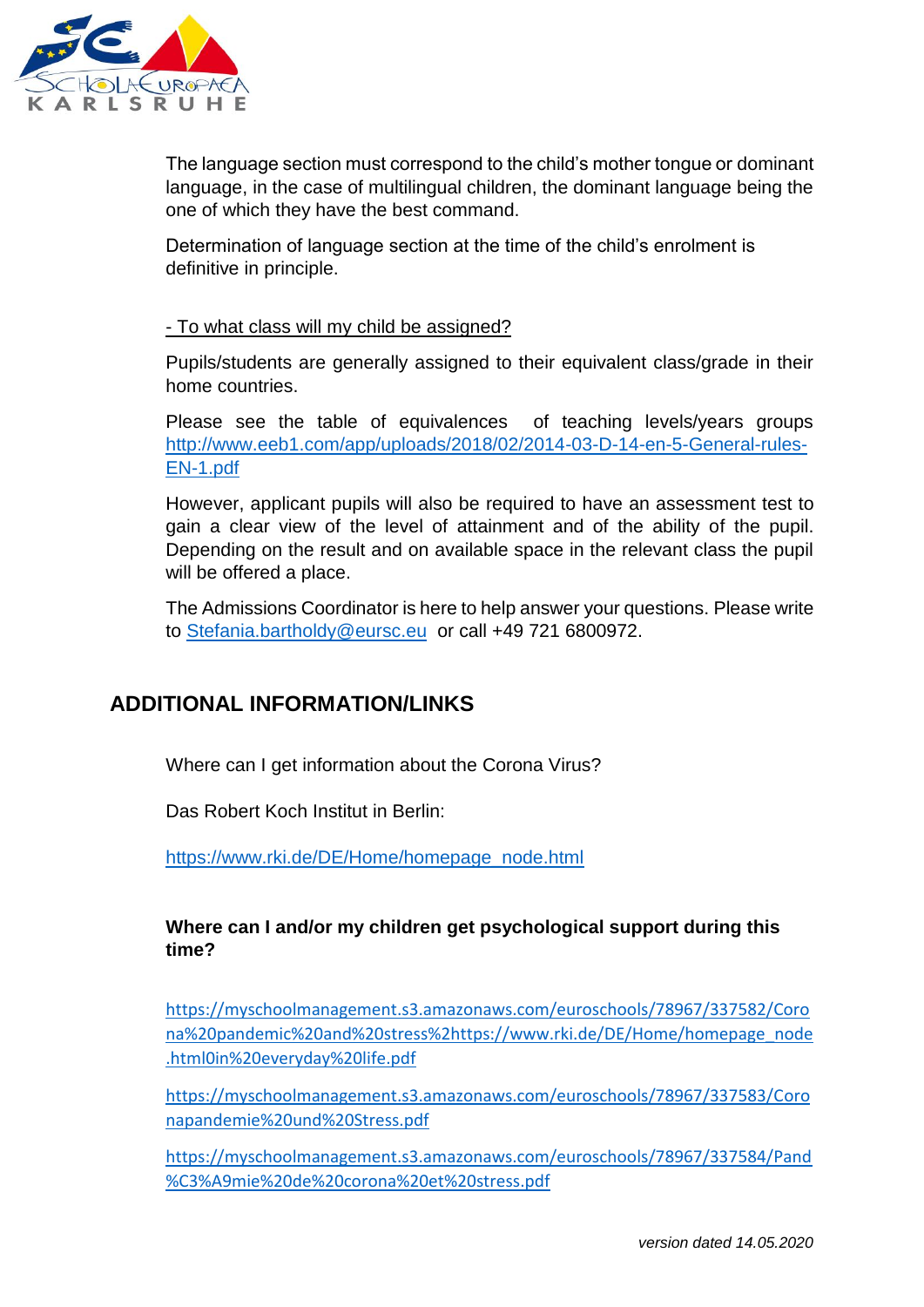The language section must correspond to the child's mother tongue or dominant language, in the case of multilingual children, the dominant language being the one of which they have the best command.

Determination of language section at the time of the child's enrolment is definitive in principle.

- To what class will my child be assigned?

Pupils/students are generally assigned to their equivalent class/grade in their home countries.

Please see the table of equivalences of teaching levels/years groups http://www.eeb1.com/app/uploads/2018/02/2014-03-D-14-en-5-General-rules-EN-1.pdf

However, applicant pupils will also be required to have an assessment test to gain a clear view of the level of attainment and of the ability of the pupil. Depending on the result and on available space in the relevant class the pupil will be offered a place.

The Admissions Coordinator is here to help answer your questions. Please write to Stefania.bartholdy@eursc.eu or call +49 721 6800972.

## ADDITIONAL INFORMATION/LINKS

Where can I get information about the Corona Virus?

Das Robert Koch Institut in Berlin:

https://www.rki.de/DE/Home/homepage_node.html

**Where can I and/or my children get psychological support during this time?**

https://myschoolmanagement.s3.amazonaws.com/euroschools/78967/337582/Corona%20pandemic%20and%20stress%2https://www.rki.de/DE/Home/homepage_node.html0in%20everyday%20life.pdf

https://myschoolmanagement.s3.amazonaws.com/euroschools/78967/337583/Coronapandemie%20und%20Stress.pdf

https://myschoolmanagement.s3.amazonaws.com/euroschools/78967/337584/Pand%C3%A9mie%20de%20corona%20et%20stress.pdf

*version dated 14.05.2020*